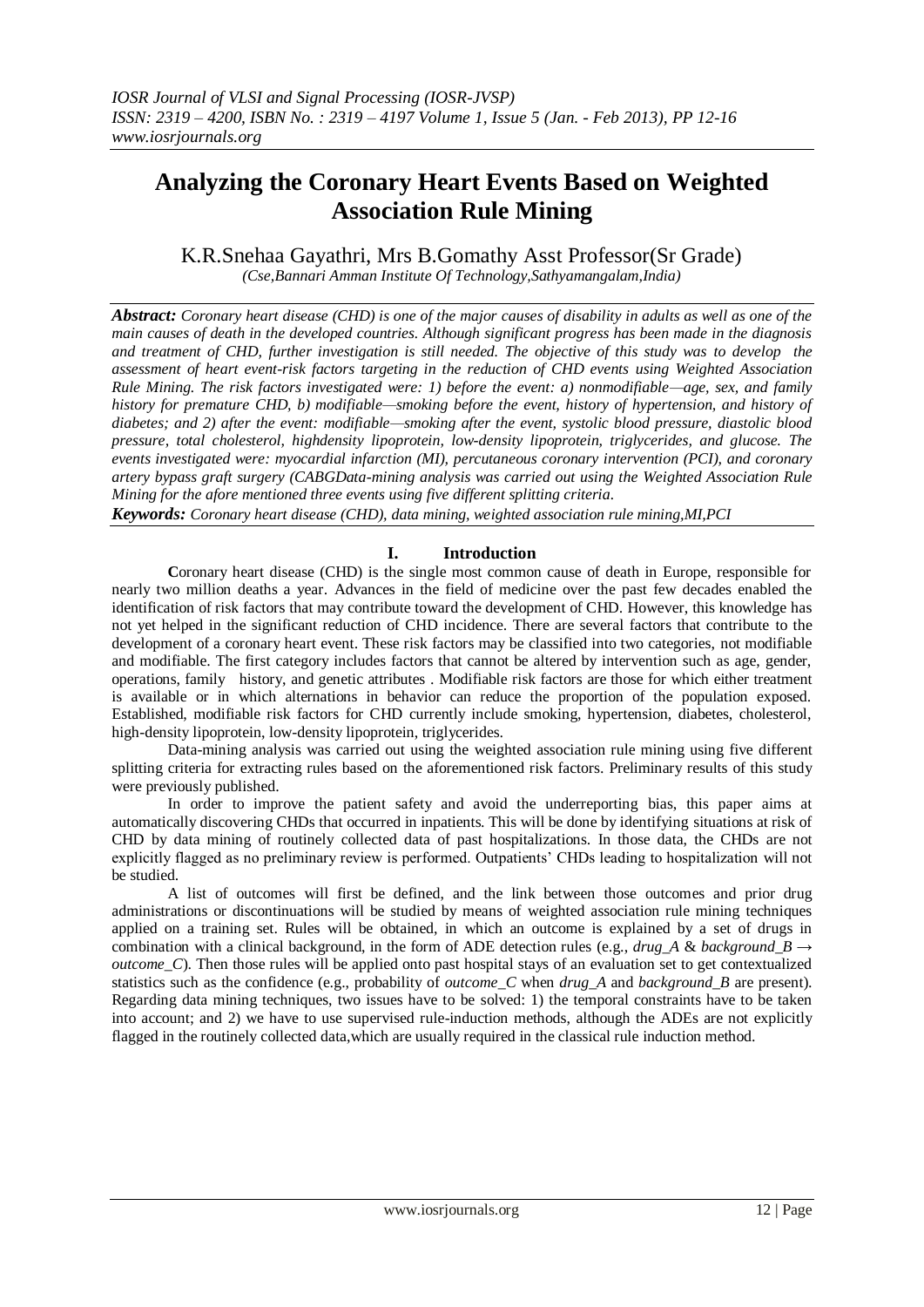# Analyzing the Coronary Heart Events Based on Weighted Association Rule Mining

K.R.Snehaa Gayathri, Mrs B.Gomathy Asst Professor(Sr Grade)

*(Cse,Bannari Amman Institute Of Technology,Sathyamangalam,India)*

***Abstract:*** *Coronary heart disease (CHD) is one of the major causes of disability in adults as well as one of the main causes of death in the developed countries. Although significant progress has been made in the diagnosis and treatment of CHD, further investigation is still needed. The objective of this study was to develop the assessment of heart event-risk factors targeting in the reduction of CHD events using Weighted Association Rule Mining. The risk factors investigated were: 1) before the event: a) nonmodifiable—age, sex, and family history for premature CHD, b) modifiable—smoking before the event, history of hypertension, and history of diabetes; and 2) after the event: modifiable—smoking after the event, systolic blood pressure, diastolic blood pressure, total cholesterol, highdensity lipoprotein, low-density lipoprotein, triglycerides, and glucose. The events investigated were: myocardial infarction (MI), percutaneous coronary intervention (PCI), and coronary artery bypass graft surgery (CABGData-mining analysis was carried out using the Weighted Association Rule Mining for the afore mentioned three events using five different splitting criteria.*

***Keywords:*** *Coronary heart disease (CHD), data mining, weighted association rule mining,MI,PCI*

## I. Introduction

**C**oronary heart disease (CHD) is the single most common cause of death in Europe, responsible for nearly two million deaths a year. Advances in the field of medicine over the past few decades enabled the identification of risk factors that may contribute toward the development of CHD. However, this knowledge has not yet helped in the significant reduction of CHD incidence. There are several factors that contribute to the development of a coronary heart event. These risk factors may be classified into two categories, not modifiable and modifiable. The first category includes factors that cannot be altered by intervention such as age, gender, operations, family history, and genetic attributes . Modifiable risk factors are those for which either treatment is available or in which alternations in behavior can reduce the proportion of the population exposed. Established, modifiable risk factors for CHD currently include smoking, hypertension, diabetes, cholesterol, high-density lipoprotein, low-density lipoprotein, triglycerides.

Data-mining analysis was carried out using the weighted association rule mining using five different splitting criteria for extracting rules based on the aforementioned risk factors. Preliminary results of this study were previously published.

In order to improve the patient safety and avoid the underreporting bias, this paper aims at automatically discovering CHDs that occurred in inpatients. This will be done by identifying situations at risk of CHD by data mining of routinely collected data of past hospitalizations. In those data, the CHDs are not explicitly flagged as no preliminary review is performed. Outpatients' CHDs leading to hospitalization will not be studied.

A list of outcomes will first be defined, and the link between those outcomes and prior drug administrations or discontinuations will be studied by means of weighted association rule mining techniques applied on a training set. Rules will be obtained, in which an outcome is explained by a set of drugs in combination with a clinical background, in the form of ADE detection rules (e.g., *drug_A* & *background_B* → *outcome_C*). Then those rules will be applied onto past hospital stays of an evaluation set to get contextualized statistics such as the confidence (e.g., probability of *outcome_C* when *drug_A* and *background_B* are present). Regarding data mining techniques, two issues have to be solved: 1) the temporal constraints have to be taken into account; and 2) we have to use supervised rule-induction methods, although the ADEs are not explicitly flagged in the routinely collected data,which are usually required in the classical rule induction method.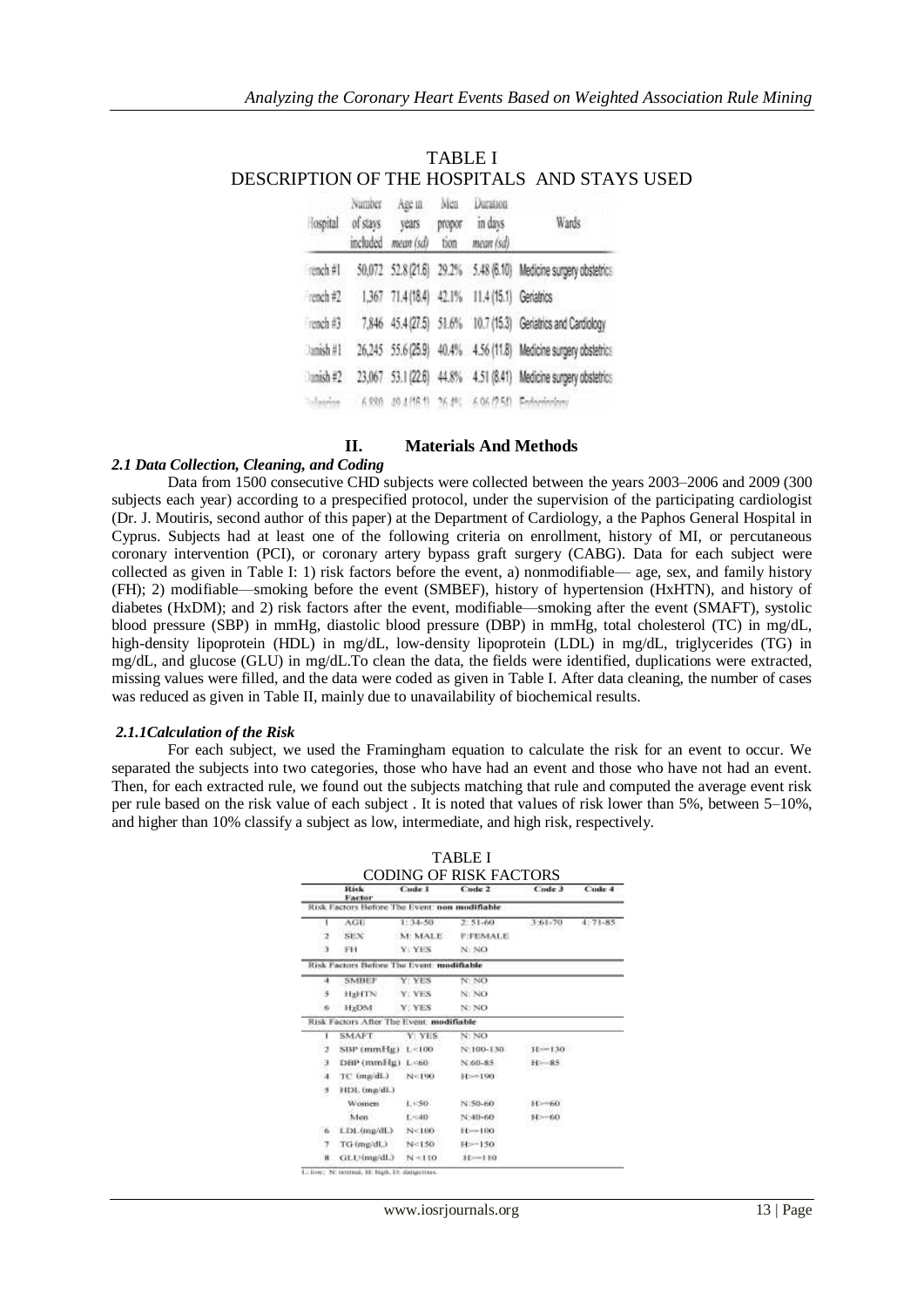TABLE I
DESCRIPTION OF THE HOSPITALS AND STAYS USED

| Hospital | Number of stays included | Age in years mean (sd) | Men proportion | Duration in days mean (sd) | Wards |
|---|---|---|---|---|---|
| French #1 | 50,072 | 52.8 (21.6) | 29.2% | 5.48 (6.10) | Medicine surgery obstetrics |
| French #2 | 1,367 | 71.4 (18.4) | 42.1% | 11.4 (15.1) | Geriatrics |
| French #3 | 7,846 | 45.4 (27.5) | 51.6% | 10.7 (15.3) | Geriatrics and Cardiology |
| Danish #1 | 26,245 | 55.6 (25.9) | 40.4% | 4.56 (11.8) | Medicine surgery obstetrics |
| Danish #2 | 23,067 | 53.1 (22.6) | 44.8% | 4.51 (8.41) | Medicine surgery obstetrics |
| Bulgarian | 6,880 | 49.4 (16.1) | 36.4% | 6.96 (2.50) | Endocrinology |

## II. Materials And Methods

### 2.1 Data Collection, Cleaning, and Coding

Data from 1500 consecutive CHD subjects were collected between the years 2003–2006 and 2009 (300 subjects each year) according to a prespecified protocol, under the supervision of the participating cardiologist (Dr. J. Moutiris, second author of this paper) at the Department of Cardiology, a the Paphos General Hospital in Cyprus. Subjects had at least one of the following criteria on enrollment, history of MI, or percutaneous coronary intervention (PCI), or coronary artery bypass graft surgery (CABG). Data for each subject were collected as given in Table I: 1) risk factors before the event, a) nonmodifiable— age, sex, and family history (FH); 2) modifiable—smoking before the event (SMBEF), history of hypertension (HxHTN), and history of diabetes (HxDM); and 2) risk factors after the event, modifiable—smoking after the event (SMAFT), systolic blood pressure (SBP) in mmHg, diastolic blood pressure (DBP) in mmHg, total cholesterol (TC) in mg/dL, high-density lipoprotein (HDL) in mg/dL, low-density lipoprotein (LDL) in mg/dL, triglycerides (TG) in mg/dL, and glucose (GLU) in mg/dL.To clean the data, the fields were identified, duplications were extracted, missing values were filled, and the data were coded as given in Table I. After data cleaning, the number of cases was reduced as given in Table II, mainly due to unavailability of biochemical results.

#### 2.1.1Calculation of the Risk

For each subject, we used the Framingham equation to calculate the risk for an event to occur. We separated the subjects into two categories, those who have had an event and those who have not had an event. Then, for each extracted rule, we found out the subjects matching that rule and computed the average event risk per rule based on the risk value of each subject . It is noted that values of risk lower than 5%, between 5–10%, and higher than 10% classify a subject as low, intermediate, and high risk, respectively.

TABLE I
CODING OF RISK FACTORS

| | Risk Factor | Code 1 | Code 2 | Code 3 | Code 4 |
|---|---|---|---|---|---|
| Risk Factors Before The Event: **non modifiable** | | | | | |
| 1 | AGE | 1: 34-50 | 2: 51-60 | 3:61-70 | 4: 71-85 |
| 2 | SEX | M: MALE | F:FEMALE | | |
| 3 | FH | Y: YES | N: NO | | |
| Risk Factors Before The Event: **modifiable** | | | | | |
| 4 | SMBEF | Y: YES | N: NO | | |
| 5 | HxHTN | Y: YES | N: NO | | |
| 6 | HxDM | Y: YES | N: NO | | |
| Risk Factors After The Event: **modifiable** | | | | | |
| 1 | SMAFT | Y: YES | N: NO | | |
| 2 | SBP (mmHg) | L<100 | N:100-130 | H>=130 | |
| 3 | DBP (mmHg) | L<60 | N:60-85 | H>=85 | |
| 4 | TC (mg/dL) | N<190 | H>=190 | | |
| 5 | HDL (mg/dL) | | | | |
| | Women | L<50 | N:50-60 | H>=60 | |
| | Men | L<40 | N:40-60 | H>=60 | |
| 6 | LDL (mg/dL) | N<100 | H>=100 | | |
| 7 | TG (mg/dL) | N<150 | H>=150 | | |
| 8 | GLU (mg/dL) | N<110 | H>=110 | | |

L: low; N: normal, H: high, D: dangerous.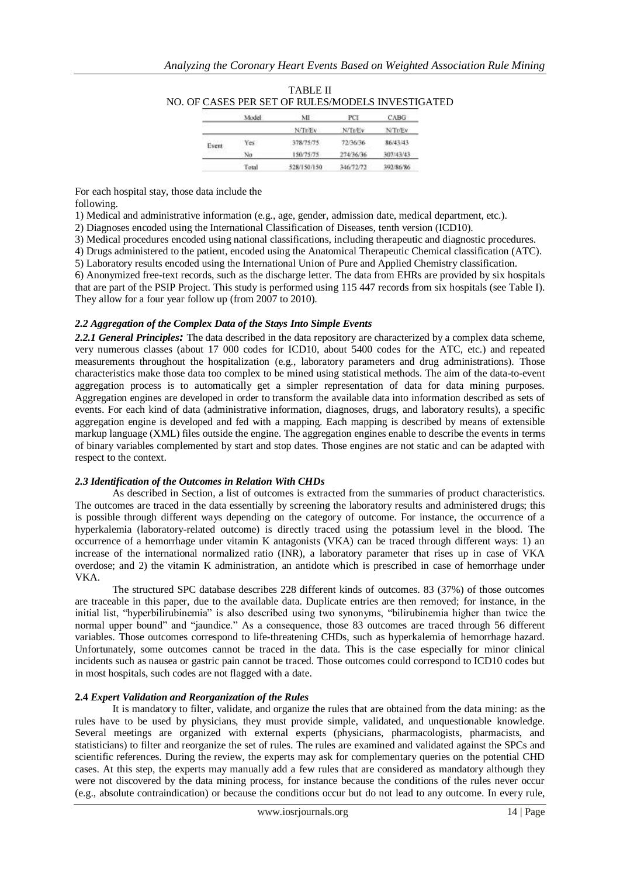TABLE II
NO. OF CASES PER SET OF RULES/MODELS INVESTIGATED

| | Model | MI | PCI | CABG |
|---|---|---|---|---|
| | | N/Tr/Ev | N/Tr/Ev | N/Tr/Ev |
| Event | Yes | 378/75/75 | 72/36/36 | 86/43/43 |
| | No | 150/75/75 | 274/36/36 | 307/43/43 |
| | Total | 528/150/150 | 346/72/72 | 392/86/86 |

For each hospital stay, those data include the following.

1) Medical and administrative information (e.g., age, gender, admission date, medical department, etc.).
2) Diagnoses encoded using the International Classification of Diseases, tenth version (ICD10).
3) Medical procedures encoded using national classifications, including therapeutic and diagnostic procedures.
4) Drugs administered to the patient, encoded using the Anatomical Therapeutic Chemical classification (ATC).
5) Laboratory results encoded using the International Union of Pure and Applied Chemistry classification.
6) Anonymized free-text records, such as the discharge letter. The data from EHRs are provided by six hospitals that are part of the PSIP Project. This study is performed using 115 447 records from six hospitals (see Table I). They allow for a four year follow up (from 2007 to 2010).

### *2.2 Aggregation of the Complex Data of the Stays Into Simple Events*

***2.2.1 General Principles:*** The data described in the data repository are characterized by a complex data scheme, very numerous classes (about 17 000 codes for ICD10, about 5400 codes for the ATC, etc.) and repeated measurements throughout the hospitalization (e.g., laboratory parameters and drug administrations). Those characteristics make those data too complex to be mined using statistical methods. The aim of the data-to-event aggregation process is to automatically get a simpler representation of data for data mining purposes. Aggregation engines are developed in order to transform the available data into information described as sets of events. For each kind of data (administrative information, diagnoses, drugs, and laboratory results), a specific aggregation engine is developed and fed with a mapping. Each mapping is described by means of extensible markup language (XML) files outside the engine. The aggregation engines enable to describe the events in terms of binary variables complemented by start and stop dates. Those engines are not static and can be adapted with respect to the context.

### *2.3 Identification of the Outcomes in Relation With CHDs*

As described in Section, a list of outcomes is extracted from the summaries of product characteristics. The outcomes are traced in the data essentially by screening the laboratory results and administered drugs; this is possible through different ways depending on the category of outcome. For instance, the occurrence of a hyperkalemia (laboratory-related outcome) is directly traced using the potassium level in the blood. The occurrence of a hemorrhage under vitamin K antagonists (VKA) can be traced through different ways: 1) an increase of the international normalized ratio (INR), a laboratory parameter that rises up in case of VKA overdose; and 2) the vitamin K administration, an antidote which is prescribed in case of hemorrhage under VKA.

The structured SPC database describes 228 different kinds of outcomes. 83 (37%) of those outcomes are traceable in this paper, due to the available data. Duplicate entries are then removed; for instance, in the initial list, "hyperbilirubinemia" is also described using two synonyms, "bilirubinemia higher than twice the normal upper bound" and "jaundice." As a consequence, those 83 outcomes are traced through 56 different variables. Those outcomes correspond to life-threatening CHDs, such as hyperkalemia of hemorrhage hazard. Unfortunately, some outcomes cannot be traced in the data. This is the case especially for minor clinical incidents such as nausea or gastric pain cannot be traced. Those outcomes could correspond to ICD10 codes but in most hospitals, such codes are not flagged with a date.

### **2.4** *Expert Validation and Reorganization of the Rules*

It is mandatory to filter, validate, and organize the rules that are obtained from the data mining: as the rules have to be used by physicians, they must provide simple, validated, and unquestionable knowledge. Several meetings are organized with external experts (physicians, pharmacologists, pharmacists, and statisticians) to filter and reorganize the set of rules. The rules are examined and validated against the SPCs and scientific references. During the review, the experts may ask for complementary queries on the potential CHD cases. At this step, the experts may manually add a few rules that are considered as mandatory although they were not discovered by the data mining process, for instance because the conditions of the rules never occur (e.g., absolute contraindication) or because the conditions occur but do not lead to any outcome. In every rule,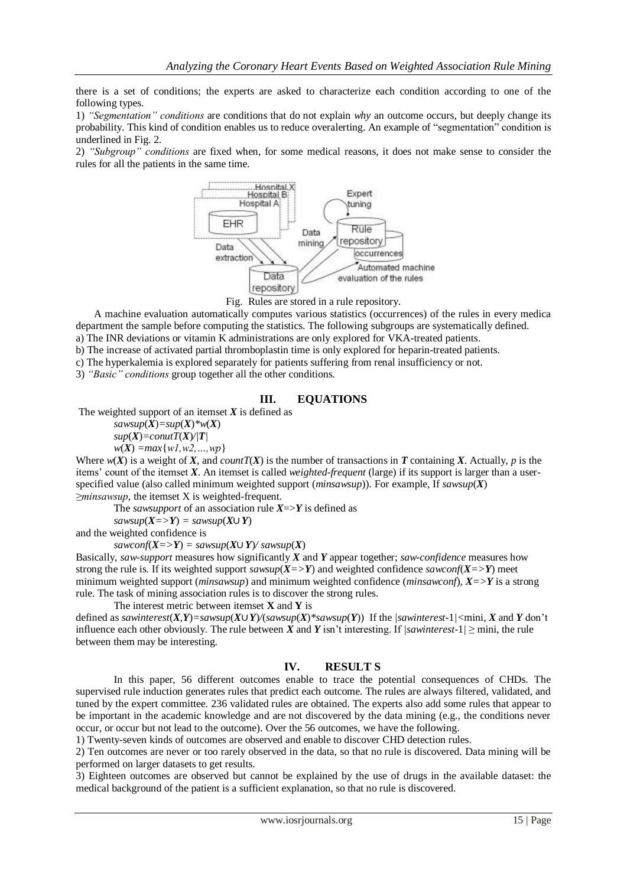there is a set of conditions; the experts are asked to characterize each condition according to one of the following types.

1) *"Segmentation" conditions* are conditions that do not explain *why* an outcome occurs, but deeply change its probability. This kind of condition enables us to reduce overalerting. An example of "segmentation" condition is underlined in Fig. 2.

2) *"Subgroup" conditions* are fixed when, for some medical reasons, it does not make sense to consider the rules for all the patients in the same time.

Fig. Rules are stored in a rule repository.

A machine evaluation automatically computes various statistics (occurrences) of the rules in every medica department the sample before computing the statistics. The following subgroups are systematically defined.

a) The INR deviations or vitamin K administrations are only explored for VKA-treated patients.

b) The increase of activated partial thromboplastin time is only explored for heparin-treated patients.

c) The hyperkalemia is explored separately for patients suffering from renal insufficiency or not.

3) *"Basic" conditions* group together all the other conditions.

## III. EQUATIONS

The weighted support of an itemset $\boldsymbol{X}$ is defined as

$$sawsup(\boldsymbol{X})=sup(\boldsymbol{X})*w(\boldsymbol{X})$$

$$sup(\boldsymbol{X})=conutT(\boldsymbol{X})/|\boldsymbol{T}|$$

$$w(\boldsymbol{X})=max\{w1,w2,\ldots,wp\}$$

Where $w(\boldsymbol{X})$ is a weight of $\boldsymbol{X}$, and $countT(\boldsymbol{X})$ is the number of transactions in $\boldsymbol{T}$ containing $\boldsymbol{X}$. Actually, $p$ is the items' count of the itemset $\boldsymbol{X}$. An itemset is called *weighted-frequent* (large) if its support is larger than a user-specified value (also called minimum weighted support (*minsawsup*)). For example, If $sawsup(\boldsymbol{X}) \geq minsawsup$, the itemset X is weighted-frequent.

The *sawsupport* of an association rule $\boldsymbol{X}$=>$\boldsymbol{Y}$ is defined as

$$sawsup(\boldsymbol{X}=>\boldsymbol{Y}) = sawsup(\boldsymbol{X}\cup \boldsymbol{Y})$$

and the weighted confidence is

$$sawconf(\boldsymbol{X}=>\boldsymbol{Y}) = sawsup(\boldsymbol{X}\cup \boldsymbol{Y})/ sawsup(\boldsymbol{X})$$

Basically, *saw-support* measures how significantly $\boldsymbol{X}$ and $\boldsymbol{Y}$ appear together; *saw-confidence* measures how strong the rule is. If its weighted support $sawsup(\boldsymbol{X}=>\boldsymbol{Y})$ and weighted confidence $sawconf(\boldsymbol{X}=>\boldsymbol{Y})$ meet minimum weighted support (*minsawsup*) and minimum weighted confidence (*minsawconf*), $\boldsymbol{X}=>\boldsymbol{Y}$ is a strong rule. The task of mining association rules is to discover the strong rules.

The interest metric between itemset **X** and **Y** is defined as $sawinterest(\boldsymbol{X},\boldsymbol{Y})=sawsup(\boldsymbol{X}\cup \boldsymbol{Y})/(sawsup(\boldsymbol{X})*sawsup(\boldsymbol{Y}))$ If the $|sawinterest-1|$<mini, $\boldsymbol{X}$ and $\boldsymbol{Y}$ don't influence each other obviously. The rule between $\boldsymbol{X}$ and $\boldsymbol{Y}$ isn't interesting. If $|sawinterest-1| \geq$ mini, the rule between them may be interesting.

## IV. RESULT S

In this paper, 56 different outcomes enable to trace the potential consequences of CHDs. The supervised rule induction generates rules that predict each outcome. The rules are always filtered, validated, and tuned by the expert committee. 236 validated rules are obtained. The experts also add some rules that appear to be important in the academic knowledge and are not discovered by the data mining (e.g., the conditions never occur, or occur but not lead to the outcome). Over the 56 outcomes, we have the following.

1) Twenty-seven kinds of outcomes are observed and enable to discover CHD detection rules.

2) Ten outcomes are never or too rarely observed in the data, so that no rule is discovered. Data mining will be performed on larger datasets to get results.

3) Eighteen outcomes are observed but cannot be explained by the use of drugs in the available dataset: the medical background of the patient is a sufficient explanation, so that no rule is discovered.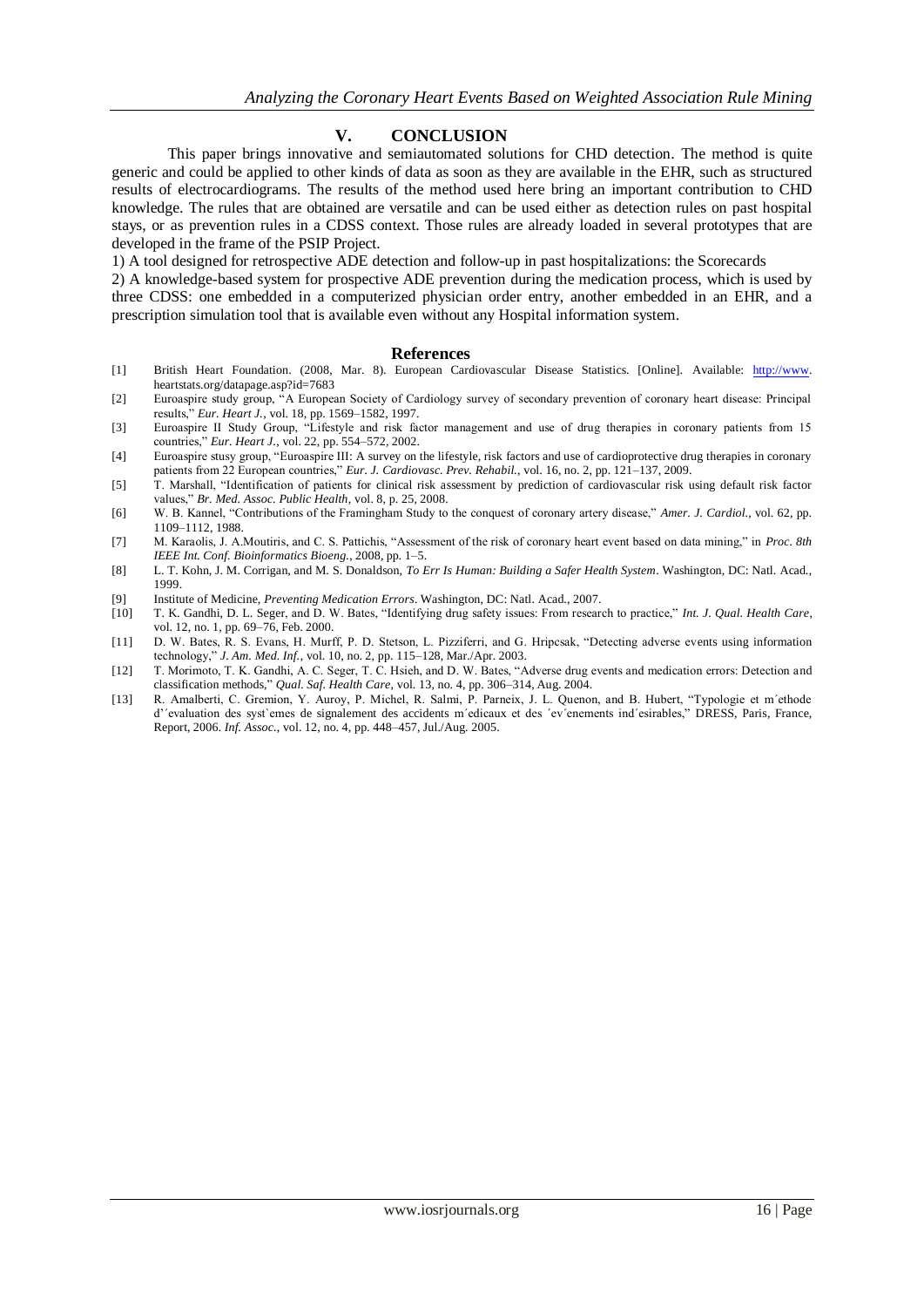## V. CONCLUSION

This paper brings innovative and semiautomated solutions for CHD detection. The method is quite generic and could be applied to other kinds of data as soon as they are available in the EHR, such as structured results of electrocardiograms. The results of the method used here bring an important contribution to CHD knowledge. The rules that are obtained are versatile and can be used either as detection rules on past hospital stays, or as prevention rules in a CDSS context. Those rules are already loaded in several prototypes that are developed in the frame of the PSIP Project.

1) A tool designed for retrospective ADE detection and follow-up in past hospitalizations: the Scorecards

2) A knowledge-based system for prospective ADE prevention during the medication process, which is used by three CDSS: one embedded in a computerized physician order entry, another embedded in an EHR, and a prescription simulation tool that is available even without any Hospital information system.

## References

[1] British Heart Foundation. (2008, Mar. 8). European Cardiovascular Disease Statistics. [Online]. Available: http://www.heartstats.org/datapage.asp?id=7683

[2] Euroaspire study group, "A European Society of Cardiology survey of secondary prevention of coronary heart disease: Principal results," *Eur. Heart J.*, vol. 18, pp. 1569–1582, 1997.

[3] Euroaspire II Study Group, "Lifestyle and risk factor management and use of drug therapies in coronary patients from 15 countries," *Eur. Heart J.*, vol. 22, pp. 554–572, 2002.

[4] Euroaspire stusy group, "Euroaspire III: A survey on the lifestyle, risk factors and use of cardioprotective drug therapies in coronary patients from 22 European countries," *Eur. J. Cardiovasc. Prev. Rehabil.*, vol. 16, no. 2, pp. 121–137, 2009.

[5] T. Marshall, "Identification of patients for clinical risk assessment by prediction of cardiovascular risk using default risk factor values," *Br. Med. Assoc. Public Health*, vol. 8, p. 25, 2008.

[6] W. B. Kannel, "Contributions of the Framingham Study to the conquest of coronary artery disease," *Amer. J. Cardiol.*, vol. 62, pp. 1109–1112, 1988.

[7] M. Karaolis, J. A.Moutiris, and C. S. Pattichis, "Assessment of the risk of coronary heart event based on data mining," in *Proc. 8th IEEE Int. Conf. Bioinformatics Bioeng.*, 2008, pp. 1–5.

[8] L. T. Kohn, J. M. Corrigan, and M. S. Donaldson, *To Err Is Human: Building a Safer Health System*. Washington, DC: Natl. Acad., 1999.

[9] Institute of Medicine, *Preventing Medication Errors*. Washington, DC: Natl. Acad., 2007.

[10] T. K. Gandhi, D. L. Seger, and D. W. Bates, "Identifying drug safety issues: From research to practice," *Int. J. Qual. Health Care*, vol. 12, no. 1, pp. 69–76, Feb. 2000.

[11] D. W. Bates, R. S. Evans, H. Murff, P. D. Stetson, L. Pizziferri, and G. Hripcsak, "Detecting adverse events using information technology," *J. Am. Med. Inf.*, vol. 10, no. 2, pp. 115–128, Mar./Apr. 2003.

[12] T. Morimoto, T. K. Gandhi, A. C. Seger, T. C. Hsieh, and D. W. Bates, "Adverse drug events and medication errors: Detection and classification methods," *Qual. Saf. Health Care*, vol. 13, no. 4, pp. 306–314, Aug. 2004.

[13] R. Amalberti, C. Gremion, Y. Auroy, P. Michel, R. Salmi, P. Parneix, J. L. Quenon, and B. Hubert, "Typologie et m´ethode d'´evaluation des syst`emes de signalement des accidents m´edicaux et des ´ev´enements ind´esirables," DRESS, Paris, France, Report, 2006. *Inf. Assoc.*, vol. 12, no. 4, pp. 448–457, Jul./Aug. 2005.